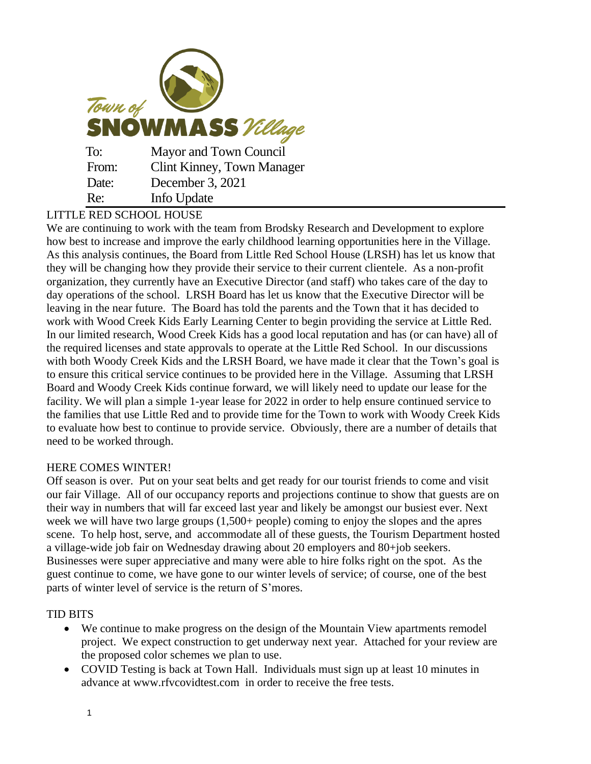Town of SNOWMASS Village

| | |
|---|---|
| To: | Mayor and Town Council |
| From: | Clint Kinney, Town Manager |
| Date: | December 3, 2021 |
| Re: | Info Update |

## LITTLE RED SCHOOL HOUSE

We are continuing to work with the team from Brodsky Research and Development to explore how best to increase and improve the early childhood learning opportunities here in the Village. As this analysis continues, the Board from Little Red School House (LRSH) has let us know that they will be changing how they provide their service to their current clientele. As a non-profit organization, they currently have an Executive Director (and staff) who takes care of the day to day operations of the school. LRSH Board has let us know that the Executive Director will be leaving in the near future. The Board has told the parents and the Town that it has decided to work with Wood Creek Kids Early Learning Center to begin providing the service at Little Red. In our limited research, Wood Creek Kids has a good local reputation and has (or can have) all of the required licenses and state approvals to operate at the Little Red School. In our discussions with both Woody Creek Kids and the LRSH Board, we have made it clear that the Town's goal is to ensure this critical service continues to be provided here in the Village. Assuming that LRSH Board and Woody Creek Kids continue forward, we will likely need to update our lease for the facility. We will plan a simple 1-year lease for 2022 in order to help ensure continued service to the families that use Little Red and to provide time for the Town to work with Woody Creek Kids to evaluate how best to continue to provide service. Obviously, there are a number of details that need to be worked through.

## HERE COMES WINTER!

Off season is over. Put on your seat belts and get ready for our tourist friends to come and visit our fair Village. All of our occupancy reports and projections continue to show that guests are on their way in numbers that will far exceed last year and likely be amongst our busiest ever. Next week we will have two large groups (1,500+ people) coming to enjoy the slopes and the apres scene. To help host, serve, and accommodate all of these guests, the Tourism Department hosted a village-wide job fair on Wednesday drawing about 20 employers and 80+job seekers. Businesses were super appreciative and many were able to hire folks right on the spot. As the guest continue to come, we have gone to our winter levels of service; of course, one of the best parts of winter level of service is the return of S'mores.

## TID BITS

- We continue to make progress on the design of the Mountain View apartments remodel project. We expect construction to get underway next year. Attached for your review are the proposed color schemes we plan to use.
- COVID Testing is back at Town Hall. Individuals must sign up at least 10 minutes in advance at www.rfvcovidtest.com in order to receive the free tests.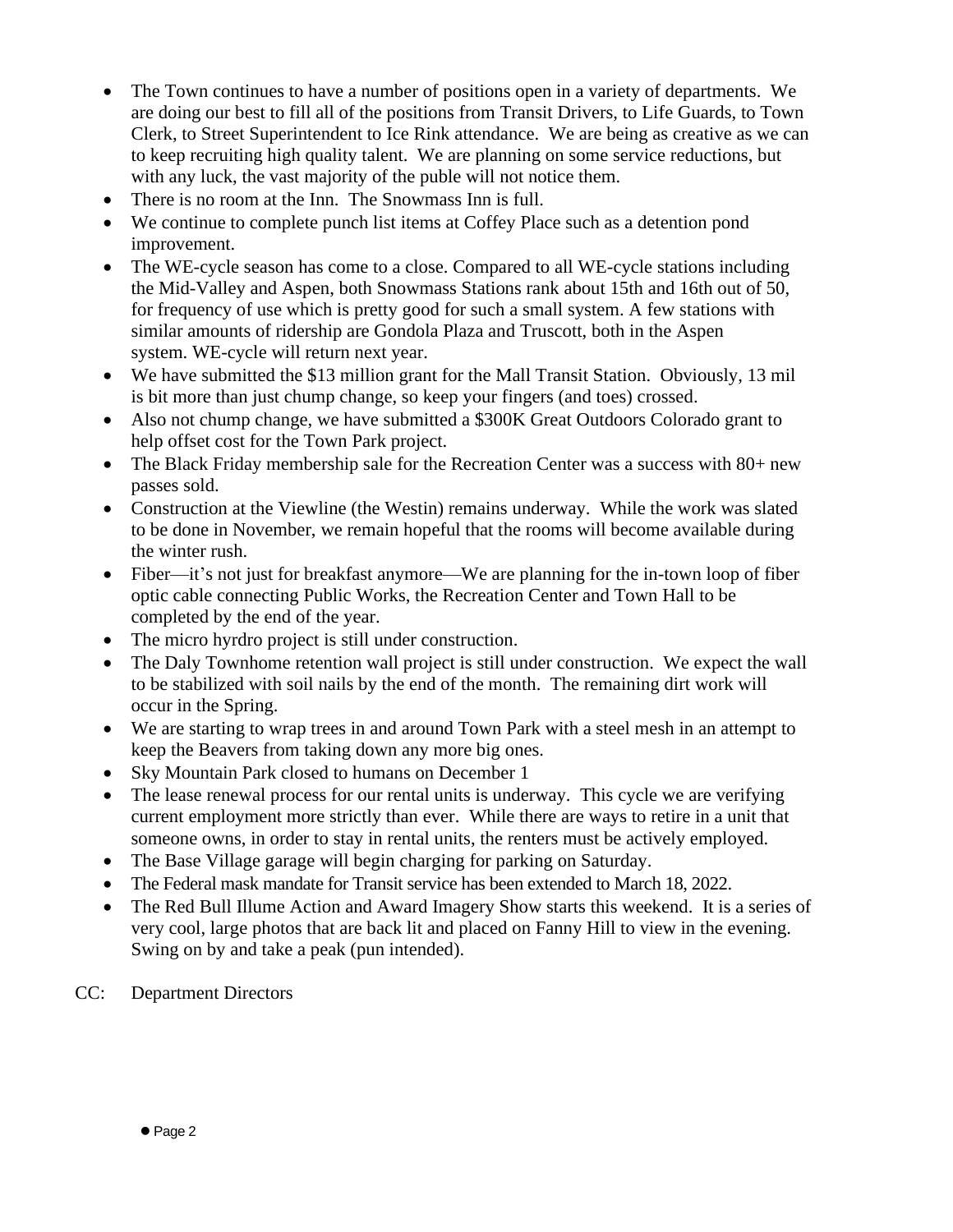- The Town continues to have a number of positions open in a variety of departments. We are doing our best to fill all of the positions from Transit Drivers, to Life Guards, to Town Clerk, to Street Superintendent to Ice Rink attendance. We are being as creative as we can to keep recruiting high quality talent. We are planning on some service reductions, but with any luck, the vast majority of the puble will not notice them.
- There is no room at the Inn. The Snowmass Inn is full.
- We continue to complete punch list items at Coffey Place such as a detention pond improvement.
- The WE-cycle season has come to a close. Compared to all WE-cycle stations including the Mid-Valley and Aspen, both Snowmass Stations rank about 15th and 16th out of 50, for frequency of use which is pretty good for such a small system. A few stations with similar amounts of ridership are Gondola Plaza and Truscott, both in the Aspen system. WE-cycle will return next year.
- We have submitted the $13 million grant for the Mall Transit Station. Obviously, 13 mil is bit more than just chump change, so keep your fingers (and toes) crossed.
- Also not chump change, we have submitted a $300K Great Outdoors Colorado grant to help offset cost for the Town Park project.
- The Black Friday membership sale for the Recreation Center was a success with 80+ new passes sold.
- Construction at the Viewline (the Westin) remains underway. While the work was slated to be done in November, we remain hopeful that the rooms will become available during the winter rush.
- Fiber—it's not just for breakfast anymore—We are planning for the in-town loop of fiber optic cable connecting Public Works, the Recreation Center and Town Hall to be completed by the end of the year.
- The micro hyrdro project is still under construction.
- The Daly Townhome retention wall project is still under construction. We expect the wall to be stabilized with soil nails by the end of the month. The remaining dirt work will occur in the Spring.
- We are starting to wrap trees in and around Town Park with a steel mesh in an attempt to keep the Beavers from taking down any more big ones.
- Sky Mountain Park closed to humans on December 1
- The lease renewal process for our rental units is underway. This cycle we are verifying current employment more strictly than ever. While there are ways to retire in a unit that someone owns, in order to stay in rental units, the renters must be actively employed.
- The Base Village garage will begin charging for parking on Saturday.
- The Federal mask mandate for Transit service has been extended to March 18, 2022.
- The Red Bull Illume Action and Award Imagery Show starts this weekend. It is a series of very cool, large photos that are back lit and placed on Fanny Hill to view in the evening. Swing on by and take a peak (pun intended).

CC: Department Directors